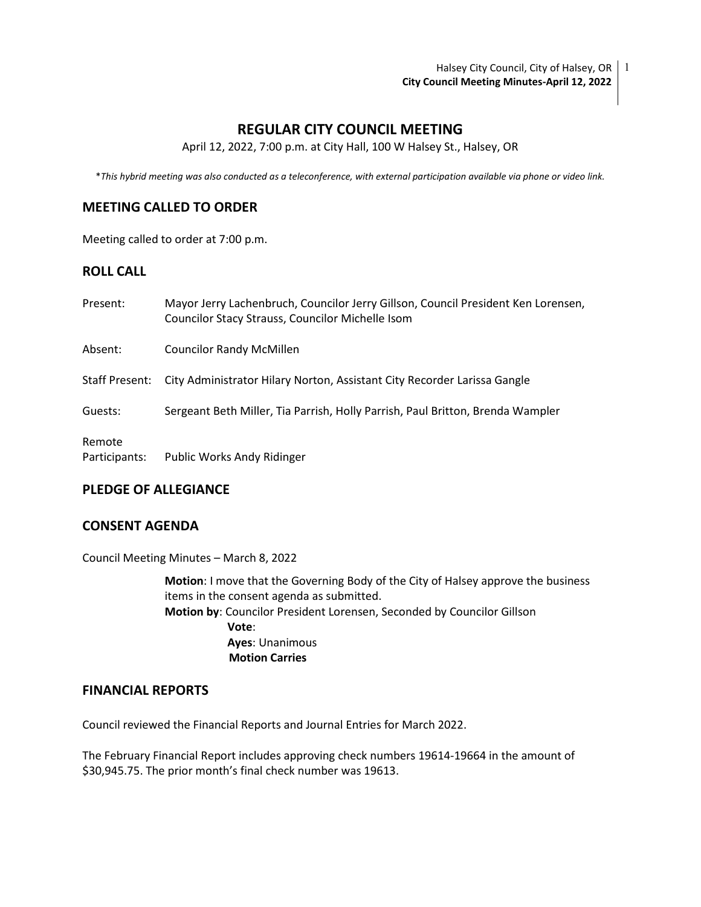# REGULAR CITY COUNCIL MEETING

April 12, 2022, 7:00 p.m. at City Hall, 100 W Halsey St., Halsey, OR

\**This hybrid meeting was also conducted as a teleconference, with external participation available via phone or video link.*

## MEETING CALLED TO ORDER

Meeting called to order at 7:00 p.m.

## ROLL CALL

Present: Mayor Jerry Lachenbruch, Councilor Jerry Gillson, Council President Ken Lorensen, Councilor Stacy Strauss, Councilor Michelle Isom

Absent: Councilor Randy McMillen

Staff Present: City Administrator Hilary Norton, Assistant City Recorder Larissa Gangle

Guests: Sergeant Beth Miller, Tia Parrish, Holly Parrish, Paul Britton, Brenda Wampler

Remote Participants: Public Works Andy Ridinger

## PLEDGE OF ALLEGIANCE

## CONSENT AGENDA

Council Meeting Minutes – March 8, 2022

> **Motion**: I move that the Governing Body of the City of Halsey approve the business items in the consent agenda as submitted.
> **Motion by**: Councilor President Lorensen, Seconded by Councilor Gillson
> **Vote**:
> **Ayes**: Unanimous
> **Motion Carries**

## FINANCIAL REPORTS

Council reviewed the Financial Reports and Journal Entries for March 2022.

The February Financial Report includes approving check numbers 19614-19664 in the amount of $30,945.75. The prior month's final check number was 19613.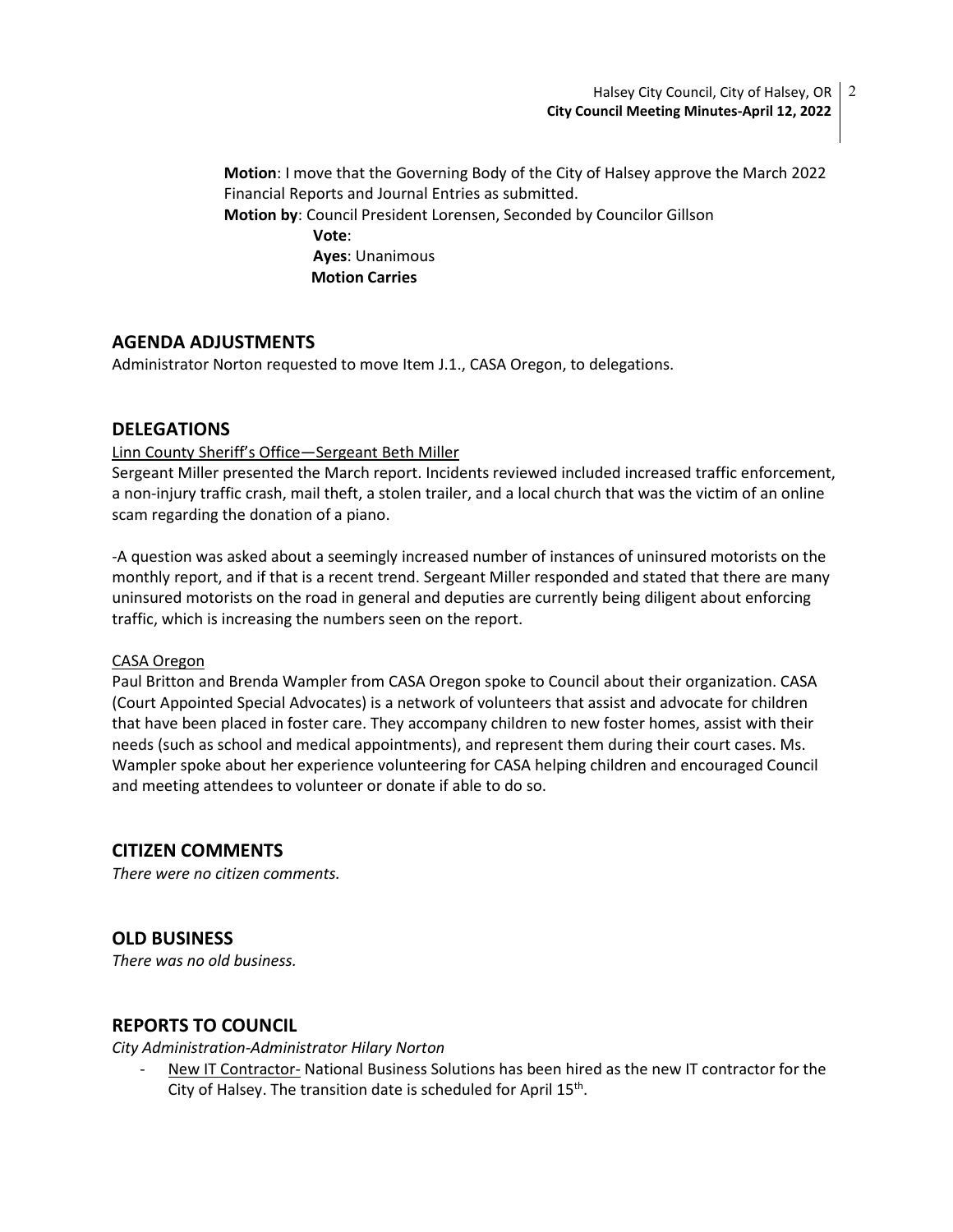**Motion**: I move that the Governing Body of the City of Halsey approve the March 2022 Financial Reports and Journal Entries as submitted.
**Motion by**: Council President Lorensen, Seconded by Councilor Gillson
**Vote**:
**Ayes**: Unanimous
**Motion Carries**

## AGENDA ADJUSTMENTS

Administrator Norton requested to move Item J.1., CASA Oregon, to delegations.

## DELEGATIONS

Linn County Sheriff's Office—Sergeant Beth Miller

Sergeant Miller presented the March report. Incidents reviewed included increased traffic enforcement, a non-injury traffic crash, mail theft, a stolen trailer, and a local church that was the victim of an online scam regarding the donation of a piano.

-A question was asked about a seemingly increased number of instances of uninsured motorists on the monthly report, and if that is a recent trend. Sergeant Miller responded and stated that there are many uninsured motorists on the road in general and deputies are currently being diligent about enforcing traffic, which is increasing the numbers seen on the report.

CASA Oregon

Paul Britton and Brenda Wampler from CASA Oregon spoke to Council about their organization. CASA (Court Appointed Special Advocates) is a network of volunteers that assist and advocate for children that have been placed in foster care. They accompany children to new foster homes, assist with their needs (such as school and medical appointments), and represent them during their court cases. Ms. Wampler spoke about her experience volunteering for CASA helping children and encouraged Council and meeting attendees to volunteer or donate if able to do so.

## CITIZEN COMMENTS

*There were no citizen comments.*

## OLD BUSINESS

*There was no old business.*

## REPORTS TO COUNCIL

*City Administration-Administrator Hilary Norton*

- New IT Contractor- National Business Solutions has been hired as the new IT contractor for the City of Halsey. The transition date is scheduled for April 15th.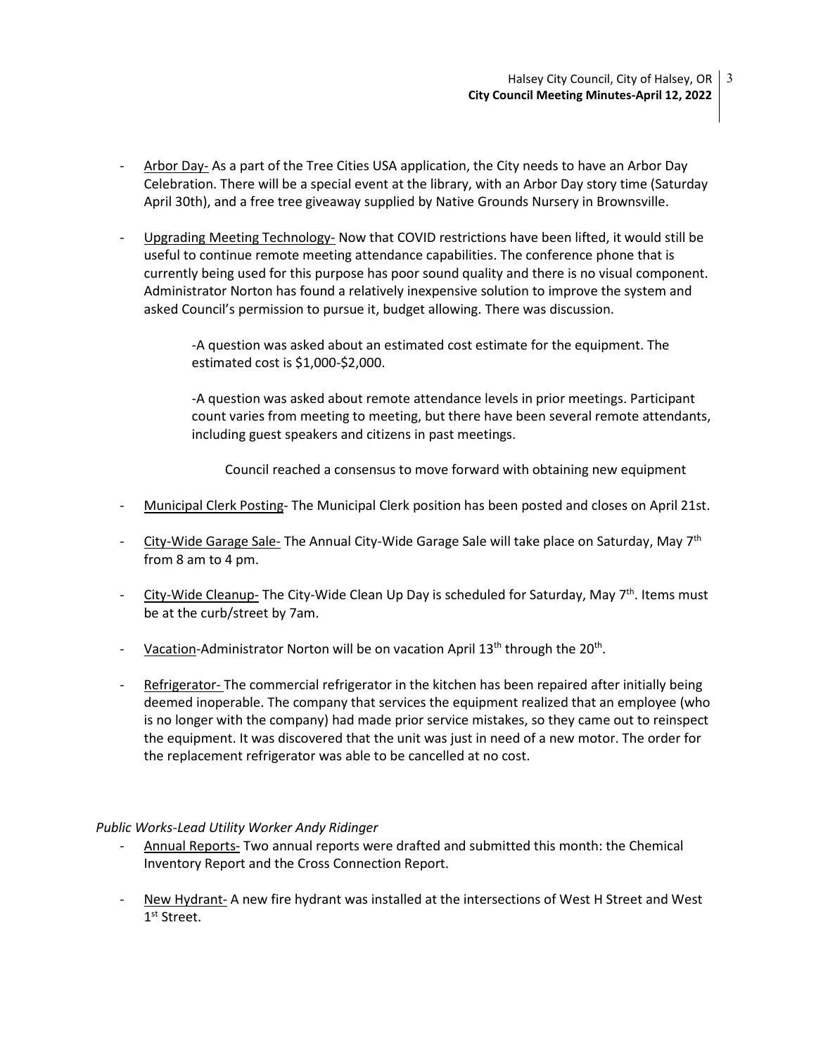- Arbor Day- As a part of the Tree Cities USA application, the City needs to have an Arbor Day Celebration. There will be a special event at the library, with an Arbor Day story time (Saturday April 30th), and a free tree giveaway supplied by Native Grounds Nursery in Brownsville.

- Upgrading Meeting Technology- Now that COVID restrictions have been lifted, it would still be useful to continue remote meeting attendance capabilities. The conference phone that is currently being used for this purpose has poor sound quality and there is no visual component. Administrator Norton has found a relatively inexpensive solution to improve the system and asked Council's permission to pursue it, budget allowing. There was discussion.

  -A question was asked about an estimated cost estimate for the equipment. The estimated cost is $1,000-$2,000.

  -A question was asked about remote attendance levels in prior meetings. Participant count varies from meeting to meeting, but there have been several remote attendants, including guest speakers and citizens in past meetings.

  Council reached a consensus to move forward with obtaining new equipment

- Municipal Clerk Posting- The Municipal Clerk position has been posted and closes on April 21st.

- City-Wide Garage Sale- The Annual City-Wide Garage Sale will take place on Saturday, May 7th from 8 am to 4 pm.

- City-Wide Cleanup- The City-Wide Clean Up Day is scheduled for Saturday, May 7th. Items must be at the curb/street by 7am.

- Vacation-Administrator Norton will be on vacation April 13th through the 20th.

- Refrigerator- The commercial refrigerator in the kitchen has been repaired after initially being deemed inoperable. The company that services the equipment realized that an employee (who is no longer with the company) had made prior service mistakes, so they came out to reinspect the equipment. It was discovered that the unit was just in need of a new motor. The order for the replacement refrigerator was able to be cancelled at no cost.

*Public Works-Lead Utility Worker Andy Ridinger*

- Annual Reports- Two annual reports were drafted and submitted this month: the Chemical Inventory Report and the Cross Connection Report.

- New Hydrant- A new fire hydrant was installed at the intersections of West H Street and West 1st Street.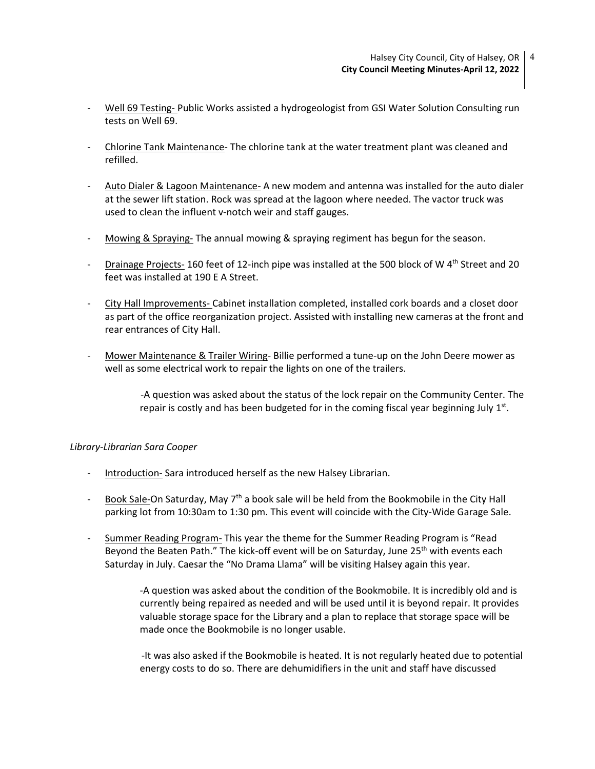- <u>Well 69 Testing-</u> Public Works assisted a hydrogeologist from GSI Water Solution Consulting run tests on Well 69.

- <u>Chlorine Tank Maintenance</u>- The chlorine tank at the water treatment plant was cleaned and refilled.

- <u>Auto Dialer & Lagoon Maintenance-</u> A new modem and antenna was installed for the auto dialer at the sewer lift station. Rock was spread at the lagoon where needed. The vactor truck was used to clean the influent v-notch weir and staff gauges.

- <u>Mowing & Spraying-</u> The annual mowing & spraying regiment has begun for the season.

- <u>Drainage Projects-</u> 160 feet of 12-inch pipe was installed at the 500 block of W 4th Street and 20 feet was installed at 190 E A Street.

- <u>City Hall Improvements-</u> Cabinet installation completed, installed cork boards and a closet door as part of the office reorganization project. Assisted with installing new cameras at the front and rear entrances of City Hall.

- <u>Mower Maintenance & Trailer Wiring</u>- Billie performed a tune-up on the John Deere mower as well as some electrical work to repair the lights on one of the trailers.

    -A question was asked about the status of the lock repair on the Community Center. The repair is costly and has been budgeted for in the coming fiscal year beginning July 1st.

*Library-Librarian Sara Cooper*

- <u>Introduction-</u> Sara introduced herself as the new Halsey Librarian.

- <u>Book Sale-</u>On Saturday, May 7th a book sale will be held from the Bookmobile in the City Hall parking lot from 10:30am to 1:30 pm. This event will coincide with the City-Wide Garage Sale.

- <u>Summer Reading Program-</u> This year the theme for the Summer Reading Program is "Read Beyond the Beaten Path." The kick-off event will be on Saturday, June 25th with events each Saturday in July. Caesar the "No Drama Llama" will be visiting Halsey again this year.

    -A question was asked about the condition of the Bookmobile. It is incredibly old and is currently being repaired as needed and will be used until it is beyond repair. It provides valuable storage space for the Library and a plan to replace that storage space will be made once the Bookmobile is no longer usable.

    -It was also asked if the Bookmobile is heated. It is not regularly heated due to potential energy costs to do so. There are dehumidifiers in the unit and staff have discussed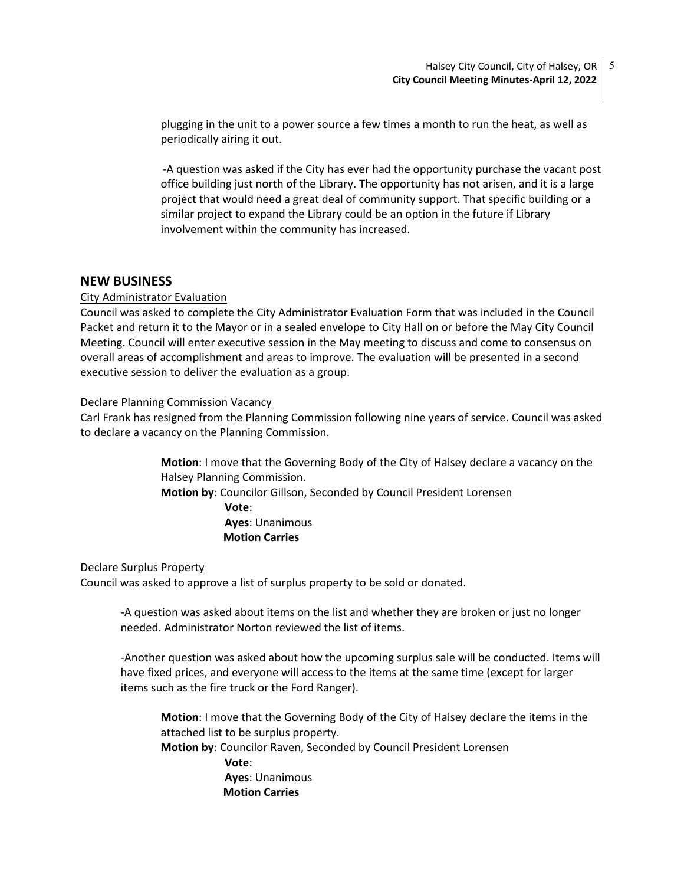plugging in the unit to a power source a few times a month to run the heat, as well as periodically airing it out.

-A question was asked if the City has ever had the opportunity purchase the vacant post office building just north of the Library. The opportunity has not arisen, and it is a large project that would need a great deal of community support. That specific building or a similar project to expand the Library could be an option in the future if Library involvement within the community has increased.

## NEW BUSINESS

City Administrator Evaluation

Council was asked to complete the City Administrator Evaluation Form that was included in the Council Packet and return it to the Mayor or in a sealed envelope to City Hall on or before the May City Council Meeting. Council will enter executive session in the May meeting to discuss and come to consensus on overall areas of accomplishment and areas to improve. The evaluation will be presented in a second executive session to deliver the evaluation as a group.

Declare Planning Commission Vacancy

Carl Frank has resigned from the Planning Commission following nine years of service. Council was asked to declare a vacancy on the Planning Commission.

> **Motion**: I move that the Governing Body of the City of Halsey declare a vacancy on the Halsey Planning Commission.
> **Motion by**: Councilor Gillson, Seconded by Council President Lorensen
> **Vote**:
> **Ayes**: Unanimous
> **Motion Carries**

Declare Surplus Property

Council was asked to approve a list of surplus property to be sold or donated.

-A question was asked about items on the list and whether they are broken or just no longer needed. Administrator Norton reviewed the list of items.

-Another question was asked about how the upcoming surplus sale will be conducted. Items will have fixed prices, and everyone will access to the items at the same time (except for larger items such as the fire truck or the Ford Ranger).

> **Motion**: I move that the Governing Body of the City of Halsey declare the items in the attached list to be surplus property.
> **Motion by**: Councilor Raven, Seconded by Council President Lorensen
> **Vote**:
> **Ayes**: Unanimous
> **Motion Carries**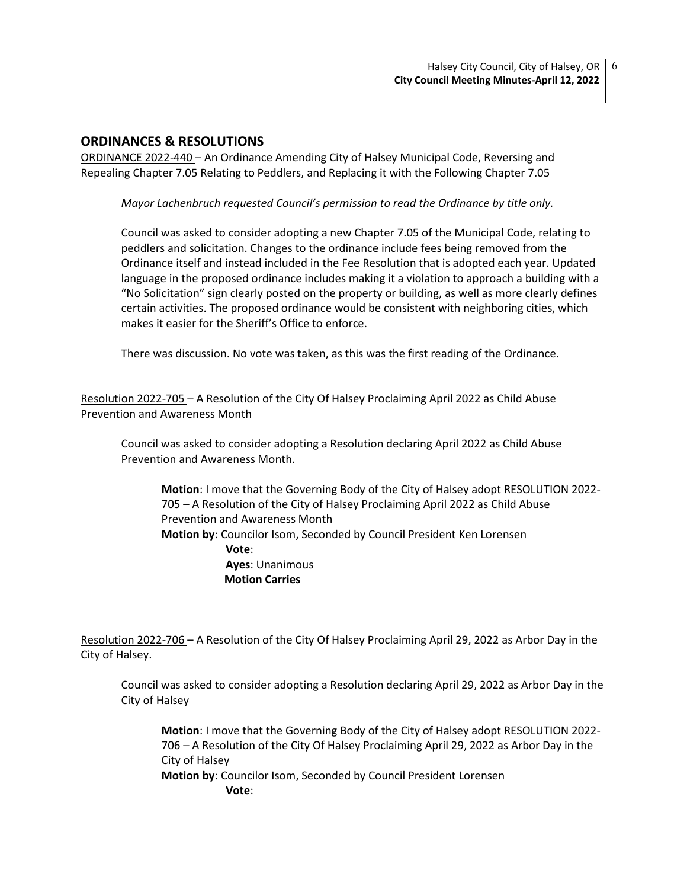## ORDINANCES & RESOLUTIONS

ORDINANCE 2022-440 – An Ordinance Amending City of Halsey Municipal Code, Reversing and Repealing Chapter 7.05 Relating to Peddlers, and Replacing it with the Following Chapter 7.05

*Mayor Lachenbruch requested Council's permission to read the Ordinance by title only.*

Council was asked to consider adopting a new Chapter 7.05 of the Municipal Code, relating to peddlers and solicitation. Changes to the ordinance include fees being removed from the Ordinance itself and instead included in the Fee Resolution that is adopted each year. Updated language in the proposed ordinance includes making it a violation to approach a building with a "No Solicitation" sign clearly posted on the property or building, as well as more clearly defines certain activities. The proposed ordinance would be consistent with neighboring cities, which makes it easier for the Sheriff's Office to enforce.

There was discussion. No vote was taken, as this was the first reading of the Ordinance.

Resolution 2022-705 – A Resolution of the City Of Halsey Proclaiming April 2022 as Child Abuse Prevention and Awareness Month

Council was asked to consider adopting a Resolution declaring April 2022 as Child Abuse Prevention and Awareness Month.

**Motion**: I move that the Governing Body of the City of Halsey adopt RESOLUTION 2022-705 – A Resolution of the City of Halsey Proclaiming April 2022 as Child Abuse Prevention and Awareness Month
**Motion by**: Councilor Isom, Seconded by Council President Ken Lorensen
**Vote**:
**Ayes**: Unanimous
**Motion Carries**

Resolution 2022-706 – A Resolution of the City Of Halsey Proclaiming April 29, 2022 as Arbor Day in the City of Halsey.

Council was asked to consider adopting a Resolution declaring April 29, 2022 as Arbor Day in the City of Halsey

**Motion**: I move that the Governing Body of the City of Halsey adopt RESOLUTION 2022-706 – A Resolution of the City Of Halsey Proclaiming April 29, 2022 as Arbor Day in the City of Halsey
**Motion by**: Councilor Isom, Seconded by Council President Lorensen
**Vote**: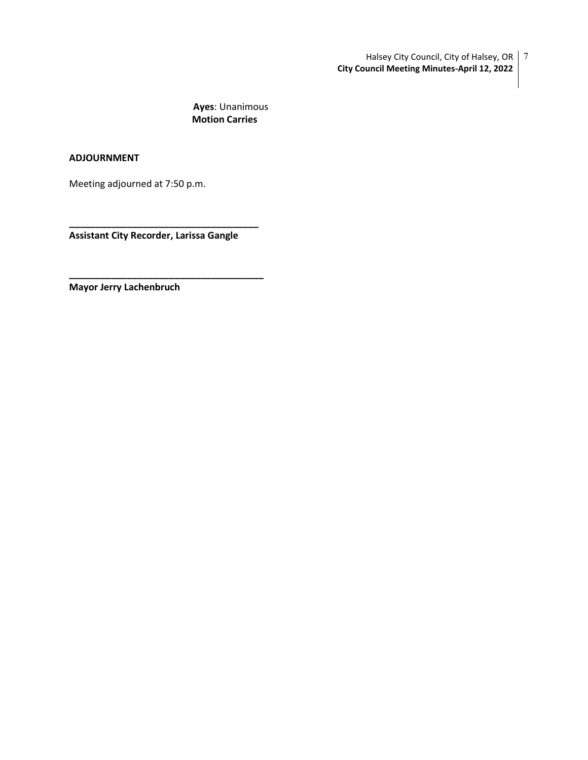**Ayes**: Unanimous
**Motion Carries**

**ADJOURNMENT**

Meeting adjourned at 7:50 p.m.

____________________________________
**Assistant City Recorder, Larissa Gangle**

_____________________________________
**Mayor Jerry Lachenbruch**